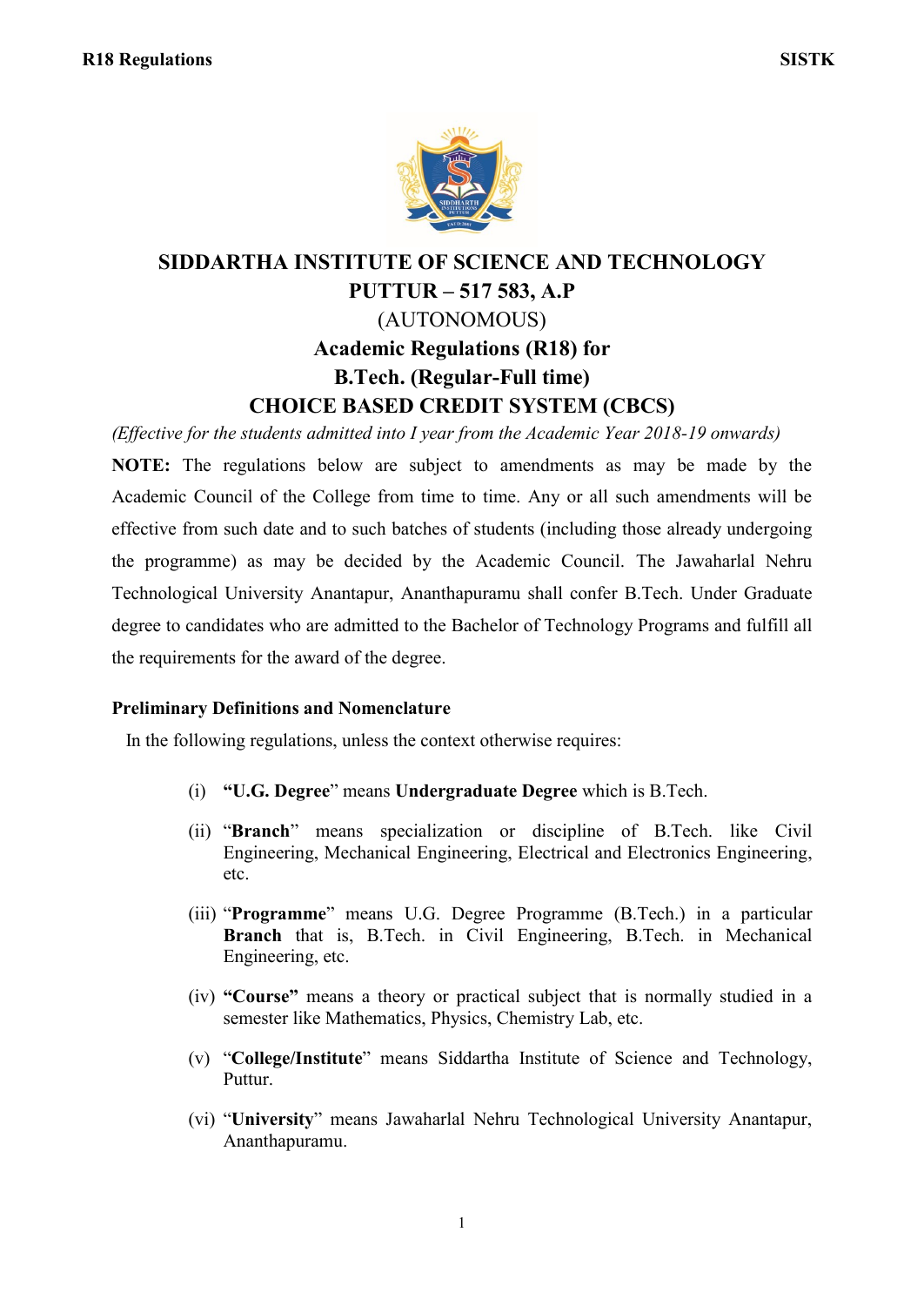# SIDDARTHA INSTITUTE OF SCIENCE AND TECHNOLOGY
## PUTTUR – 517 583, A.P
## (AUTONOMOUS)
## Academic Regulations (R18) for
## B.Tech. (Regular-Full time)
## CHOICE BASED CREDIT SYSTEM (CBCS)

*(Effective for the students admitted into I year from the Academic Year 2018-19 onwards)*

**NOTE:** The regulations below are subject to amendments as may be made by the Academic Council of the College from time to time. Any or all such amendments will be effective from such date and to such batches of students (including those already undergoing the programme) as may be decided by the Academic Council. The Jawaharlal Nehru Technological University Anantapur, Ananthapuramu shall confer B.Tech. Under Graduate degree to candidates who are admitted to the Bachelor of Technology Programs and fulfill all the requirements for the award of the degree.

### Preliminary Definitions and Nomenclature

In the following regulations, unless the context otherwise requires:

(i) **"U.G. Degree**" means **Undergraduate Degree** which is B.Tech.

(ii) "**Branch**" means specialization or discipline of B.Tech. like Civil Engineering, Mechanical Engineering, Electrical and Electronics Engineering, etc.

(iii) "**Programme**" means U.G. Degree Programme (B.Tech.) in a particular **Branch** that is, B.Tech. in Civil Engineering, B.Tech. in Mechanical Engineering, etc.

(iv) **"Course"** means a theory or practical subject that is normally studied in a semester like Mathematics, Physics, Chemistry Lab, etc.

(v) "**College/Institute**" means Siddartha Institute of Science and Technology, Puttur.

(vi) "**University**" means Jawaharlal Nehru Technological University Anantapur, Ananthapuramu.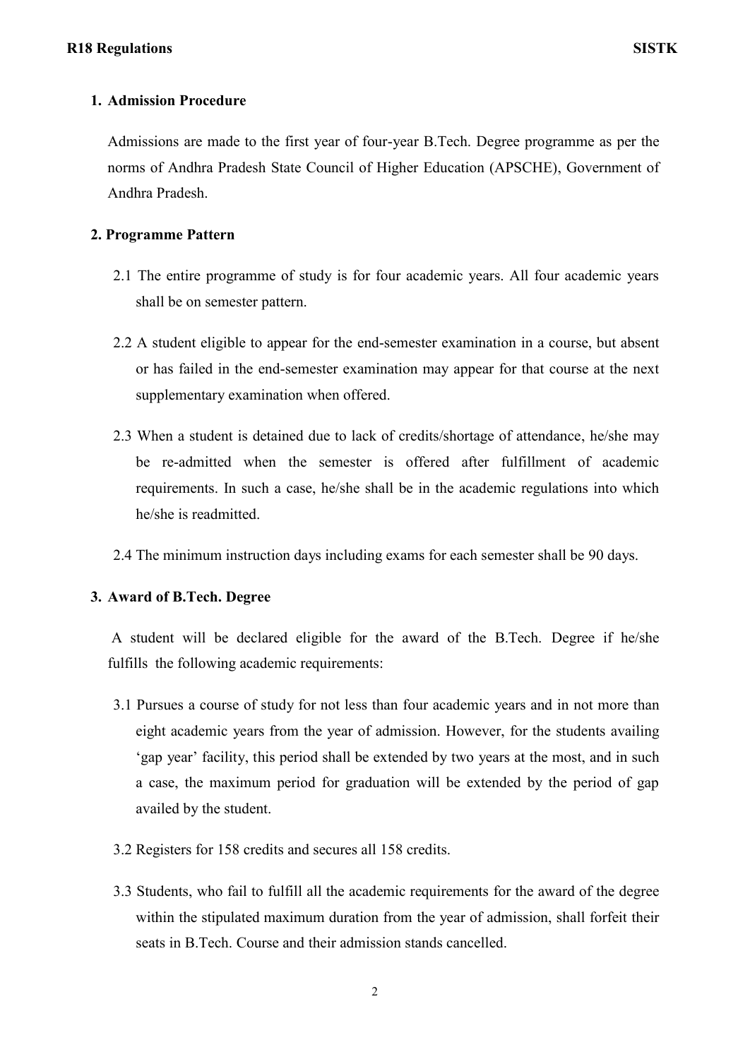## 1. Admission Procedure

Admissions are made to the first year of four-year B.Tech. Degree programme as per the norms of Andhra Pradesh State Council of Higher Education (APSCHE), Government of Andhra Pradesh.

## 2. Programme Pattern

2.1 The entire programme of study is for four academic years. All four academic years shall be on semester pattern.

2.2 A student eligible to appear for the end-semester examination in a course, but absent or has failed in the end-semester examination may appear for that course at the next supplementary examination when offered.

2.3 When a student is detained due to lack of credits/shortage of attendance, he/she may be re-admitted when the semester is offered after fulfillment of academic requirements. In such a case, he/she shall be in the academic regulations into which he/she is readmitted.

2.4 The minimum instruction days including exams for each semester shall be 90 days.

## 3. Award of B.Tech. Degree

A student will be declared eligible for the award of the B.Tech. Degree if he/she fulfills the following academic requirements:

3.1 Pursues a course of study for not less than four academic years and in not more than eight academic years from the year of admission. However, for the students availing 'gap year' facility, this period shall be extended by two years at the most, and in such a case, the maximum period for graduation will be extended by the period of gap availed by the student.

3.2 Registers for 158 credits and secures all 158 credits.

3.3 Students, who fail to fulfill all the academic requirements for the award of the degree within the stipulated maximum duration from the year of admission, shall forfeit their seats in B.Tech. Course and their admission stands cancelled.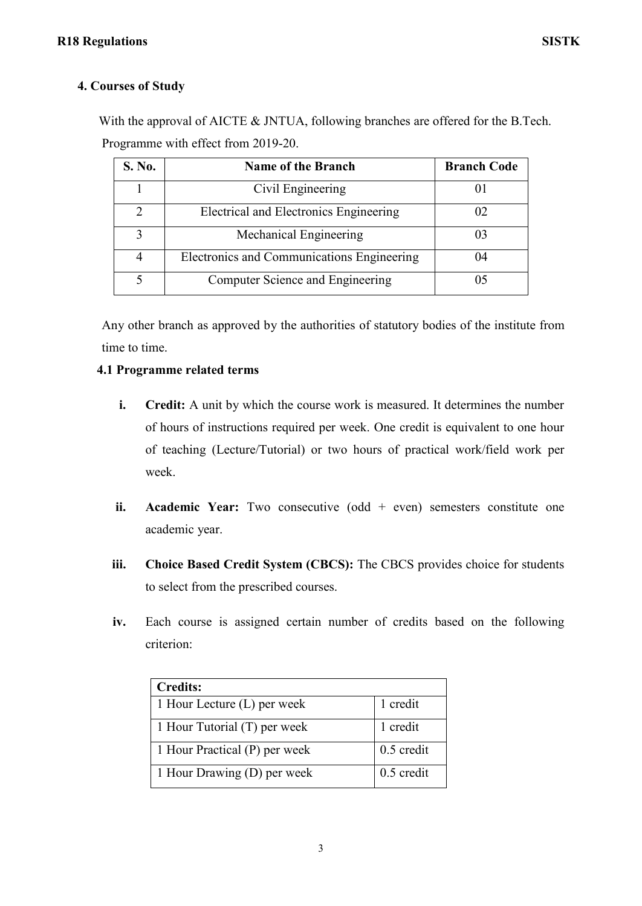## 4. Courses of Study

With the approval of AICTE & JNTUA, following branches are offered for the B.Tech. Programme with effect from 2019-20.

| S. No. | Name of the Branch | Branch Code |
|---|---|---|
| 1 | Civil Engineering | 01 |
| 2 | Electrical and Electronics Engineering | 02 |
| 3 | Mechanical Engineering | 03 |
| 4 | Electronics and Communications Engineering | 04 |
| 5 | Computer Science and Engineering | 05 |

Any other branch as approved by the authorities of statutory bodies of the institute from time to time.

### 4.1 Programme related terms

i. **Credit:** A unit by which the course work is measured. It determines the number of hours of instructions required per week. One credit is equivalent to one hour of teaching (Lecture/Tutorial) or two hours of practical work/field work per week.

ii. **Academic Year:** Two consecutive (odd + even) semesters constitute one academic year.

iii. **Choice Based Credit System (CBCS):** The CBCS provides choice for students to select from the prescribed courses.

iv. Each course is assigned certain number of credits based on the following criterion:

| **Credits:** | |
|---|---|
| 1 Hour Lecture (L) per week | 1 credit |
| 1 Hour Tutorial (T) per week | 1 credit |
| 1 Hour Practical (P) per week | 0.5 credit |
| 1 Hour Drawing (D) per week | 0.5 credit |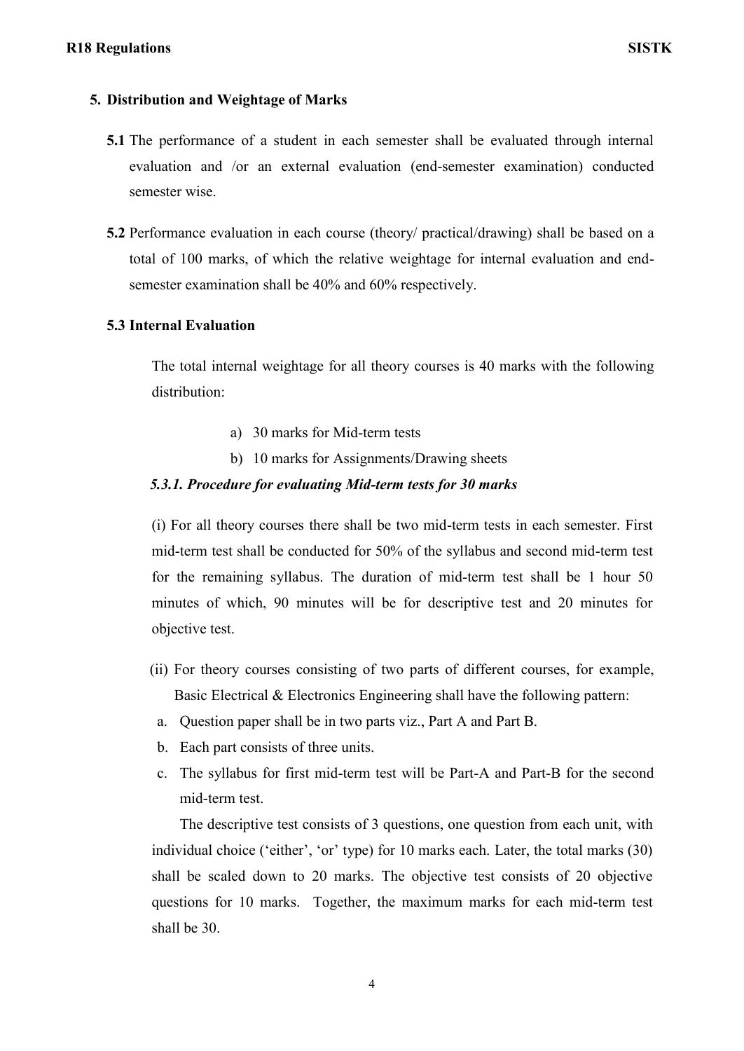## 5. Distribution and Weightage of Marks

**5.1** The performance of a student in each semester shall be evaluated through internal evaluation and /or an external evaluation (end-semester examination) conducted semester wise.

**5.2** Performance evaluation in each course (theory/ practical/drawing) shall be based on a total of 100 marks, of which the relative weightage for internal evaluation and end-semester examination shall be 40% and 60% respectively.

### 5.3 Internal Evaluation

The total internal weightage for all theory courses is 40 marks with the following distribution:

a) 30 marks for Mid-term tests
b) 10 marks for Assignments/Drawing sheets

#### *5.3.1. Procedure for evaluating Mid-term tests for 30 marks*

(i) For all theory courses there shall be two mid-term tests in each semester. First mid-term test shall be conducted for 50% of the syllabus and second mid-term test for the remaining syllabus. The duration of mid-term test shall be 1 hour 50 minutes of which, 90 minutes will be for descriptive test and 20 minutes for objective test.

(ii) For theory courses consisting of two parts of different courses, for example, Basic Electrical & Electronics Engineering shall have the following pattern:

a. Question paper shall be in two parts viz., Part A and Part B.
b. Each part consists of three units.
c. The syllabus for first mid-term test will be Part-A and Part-B for the second mid-term test.

The descriptive test consists of 3 questions, one question from each unit, with individual choice ('either', 'or' type) for 10 marks each. Later, the total marks (30) shall be scaled down to 20 marks. The objective test consists of 20 objective questions for 10 marks. Together, the maximum marks for each mid-term test shall be 30.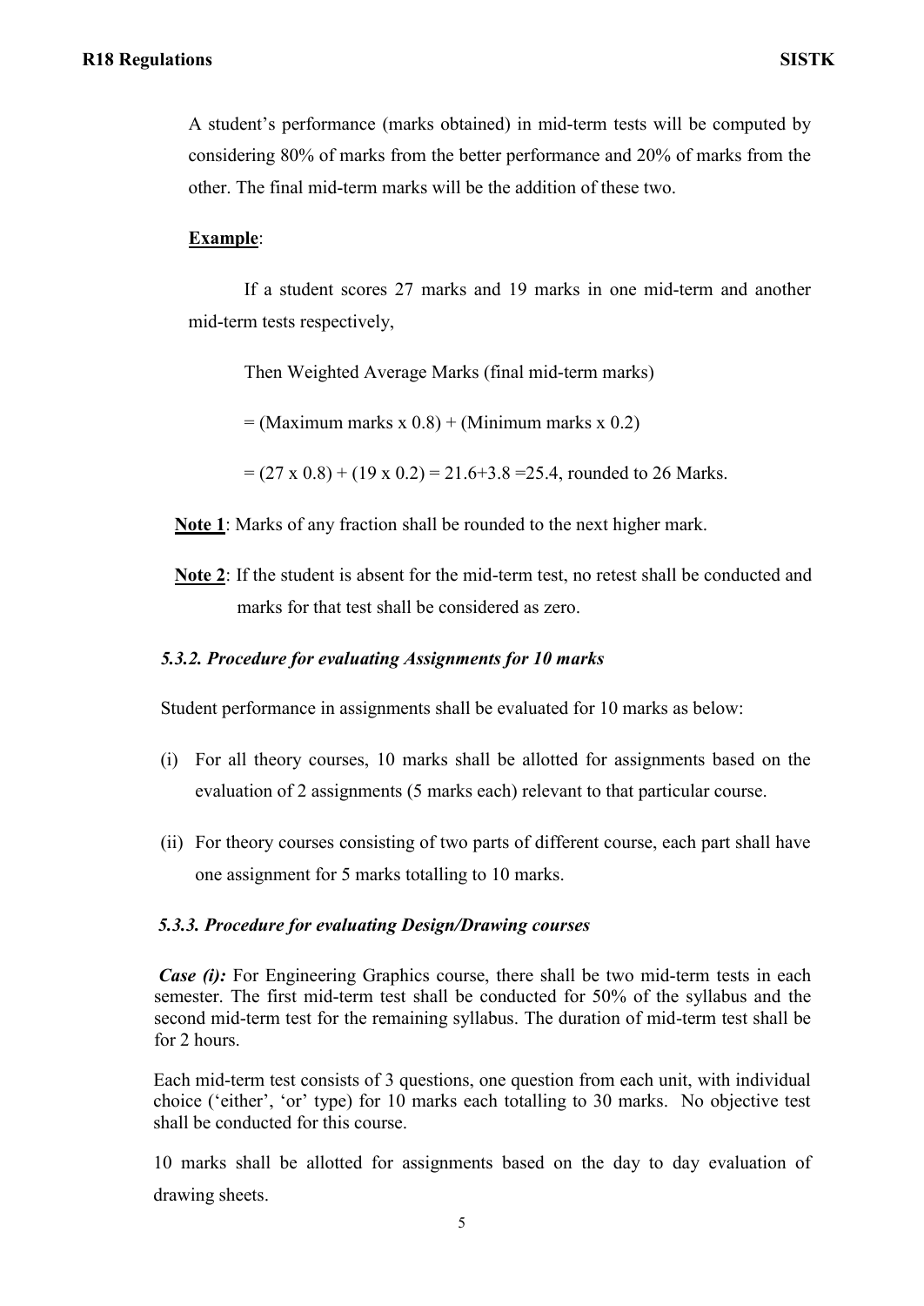A student's performance (marks obtained) in mid-term tests will be computed by considering 80% of marks from the better performance and 20% of marks from the other. The final mid-term marks will be the addition of these two.

**Example**:

If a student scores 27 marks and 19 marks in one mid-term and another mid-term tests respectively,

Then Weighted Average Marks (final mid-term marks)

= (Maximum marks x 0.8) + (Minimum marks x 0.2)

= (27 x 0.8) + (19 x 0.2) = 21.6+3.8 =25.4, rounded to 26 Marks.

**Note 1**: Marks of any fraction shall be rounded to the next higher mark.

**Note 2**: If the student is absent for the mid-term test, no retest shall be conducted and marks for that test shall be considered as zero.

#### *5.3.2. Procedure for evaluating Assignments for 10 marks*

Student performance in assignments shall be evaluated for 10 marks as below:

(i) For all theory courses, 10 marks shall be allotted for assignments based on the evaluation of 2 assignments (5 marks each) relevant to that particular course.

(ii) For theory courses consisting of two parts of different course, each part shall have one assignment for 5 marks totalling to 10 marks.

#### *5.3.3. Procedure for evaluating Design/Drawing courses*

***Case (i):*** For Engineering Graphics course, there shall be two mid-term tests in each semester. The first mid-term test shall be conducted for 50% of the syllabus and the second mid-term test for the remaining syllabus. The duration of mid-term test shall be for 2 hours.

Each mid-term test consists of 3 questions, one question from each unit, with individual choice ('either', 'or' type) for 10 marks each totalling to 30 marks. No objective test shall be conducted for this course.

10 marks shall be allotted for assignments based on the day to day evaluation of drawing sheets.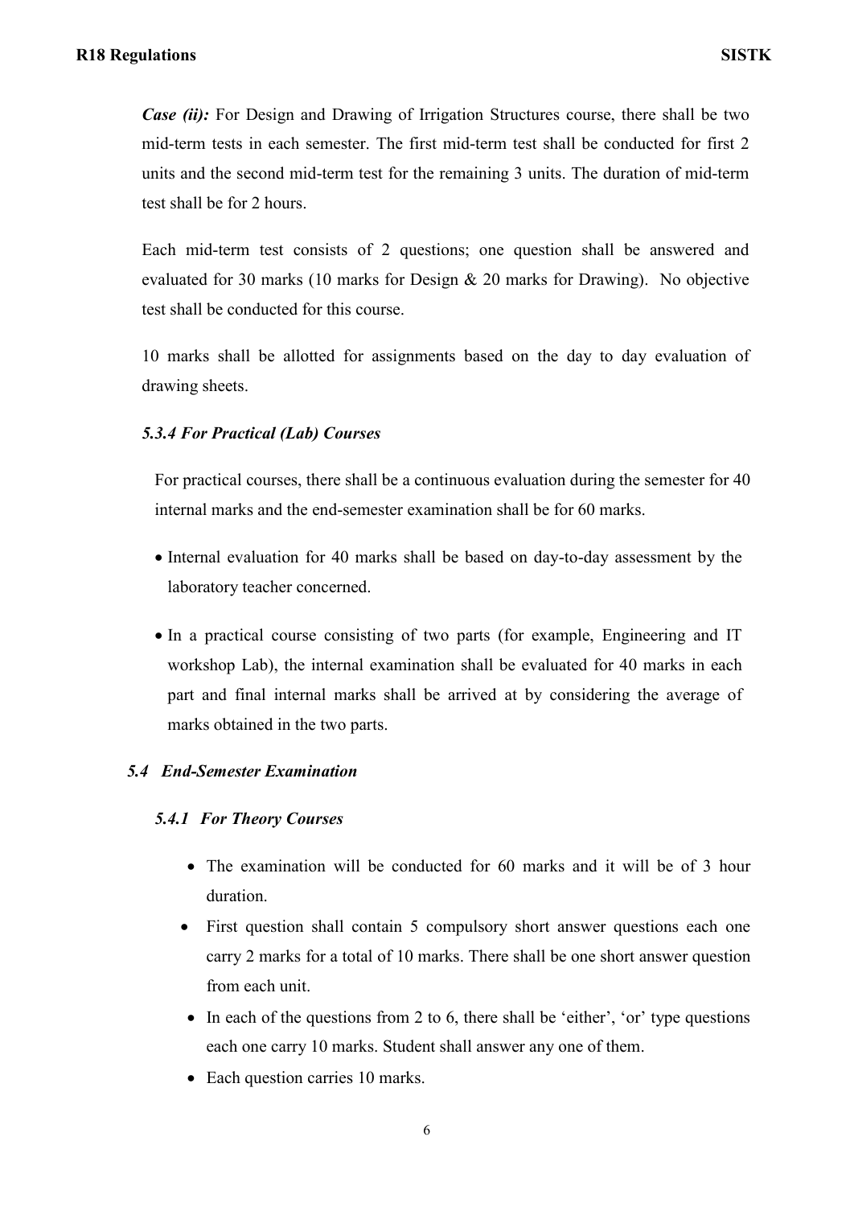***Case (ii):*** For Design and Drawing of Irrigation Structures course, there shall be two mid-term tests in each semester. The first mid-term test shall be conducted for first 2 units and the second mid-term test for the remaining 3 units. The duration of mid-term test shall be for 2 hours.

Each mid-term test consists of 2 questions; one question shall be answered and evaluated for 30 marks (10 marks for Design & 20 marks for Drawing). No objective test shall be conducted for this course.

10 marks shall be allotted for assignments based on the day to day evaluation of drawing sheets.

#### *5.3.4 For Practical (Lab) Courses*

For practical courses, there shall be a continuous evaluation during the semester for 40 internal marks and the end-semester examination shall be for 60 marks.

- Internal evaluation for 40 marks shall be based on day-to-day assessment by the laboratory teacher concerned.
- In a practical course consisting of two parts (for example, Engineering and IT workshop Lab), the internal examination shall be evaluated for 40 marks in each part and final internal marks shall be arrived at by considering the average of marks obtained in the two parts.

### *5.4 End-Semester Examination*

#### *5.4.1 For Theory Courses*

- The examination will be conducted for 60 marks and it will be of 3 hour duration.
- First question shall contain 5 compulsory short answer questions each one carry 2 marks for a total of 10 marks. There shall be one short answer question from each unit.
- In each of the questions from 2 to 6, there shall be 'either', 'or' type questions each one carry 10 marks. Student shall answer any one of them.
- Each question carries 10 marks.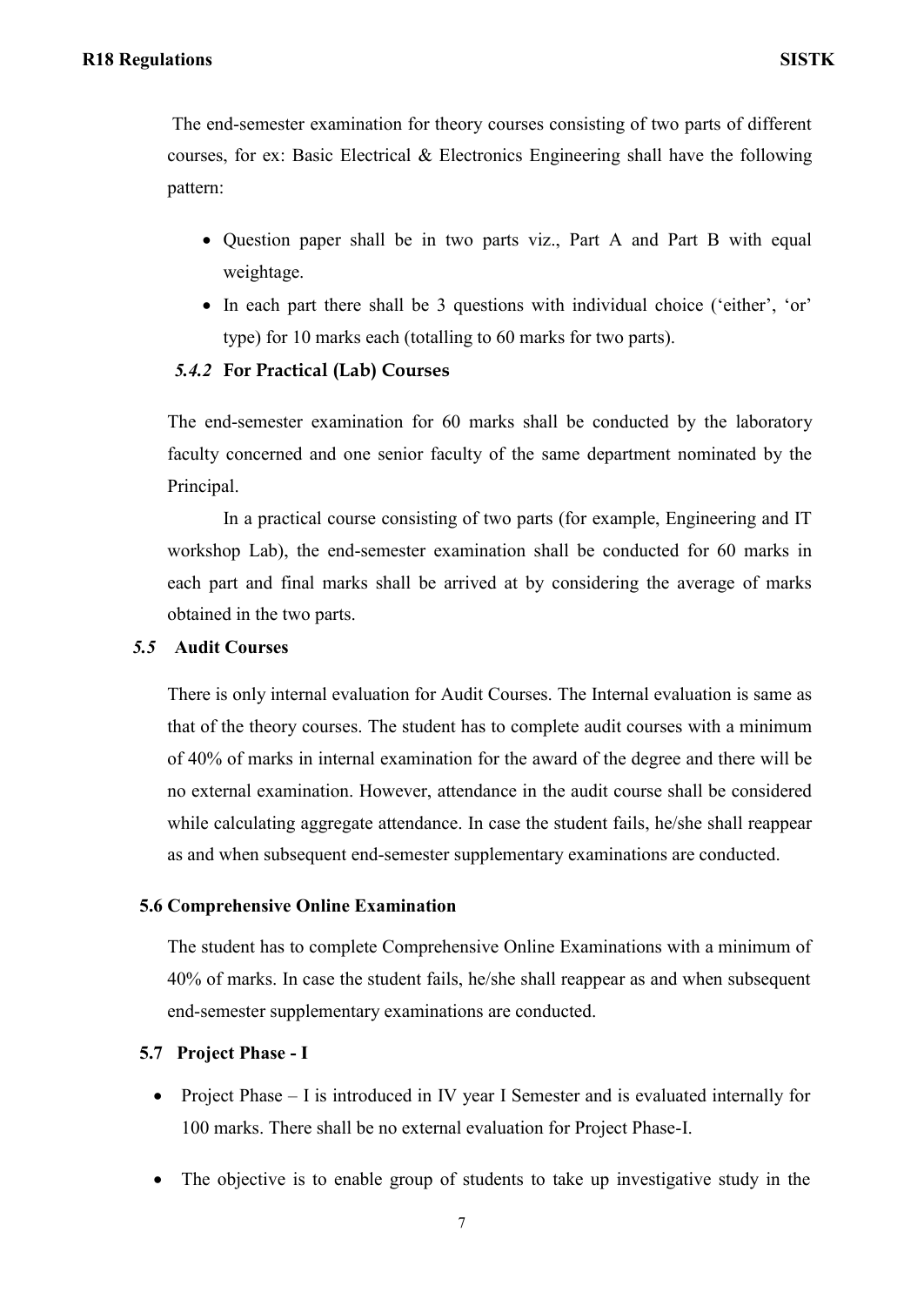The end-semester examination for theory courses consisting of two parts of different courses, for ex: Basic Electrical & Electronics Engineering shall have the following pattern:

- Question paper shall be in two parts viz., Part A and Part B with equal weightage.
- In each part there shall be 3 questions with individual choice ('either', 'or' type) for 10 marks each (totalling to 60 marks for two parts).

#### *5.4.2* For Practical (Lab) Courses

The end-semester examination for 60 marks shall be conducted by the laboratory faculty concerned and one senior faculty of the same department nominated by the Principal.

In a practical course consisting of two parts (for example, Engineering and IT workshop Lab), the end-semester examination shall be conducted for 60 marks in each part and final marks shall be arrived at by considering the average of marks obtained in the two parts.

### *5.5* Audit Courses

There is only internal evaluation for Audit Courses. The Internal evaluation is same as that of the theory courses. The student has to complete audit courses with a minimum of 40% of marks in internal examination for the award of the degree and there will be no external examination. However, attendance in the audit course shall be considered while calculating aggregate attendance. In case the student fails, he/she shall reappear as and when subsequent end-semester supplementary examinations are conducted.

### 5.6 Comprehensive Online Examination

The student has to complete Comprehensive Online Examinations with a minimum of 40% of marks. In case the student fails, he/she shall reappear as and when subsequent end-semester supplementary examinations are conducted.

### 5.7 Project Phase - I

- Project Phase – I is introduced in IV year I Semester and is evaluated internally for 100 marks. There shall be no external evaluation for Project Phase-I.
- The objective is to enable group of students to take up investigative study in the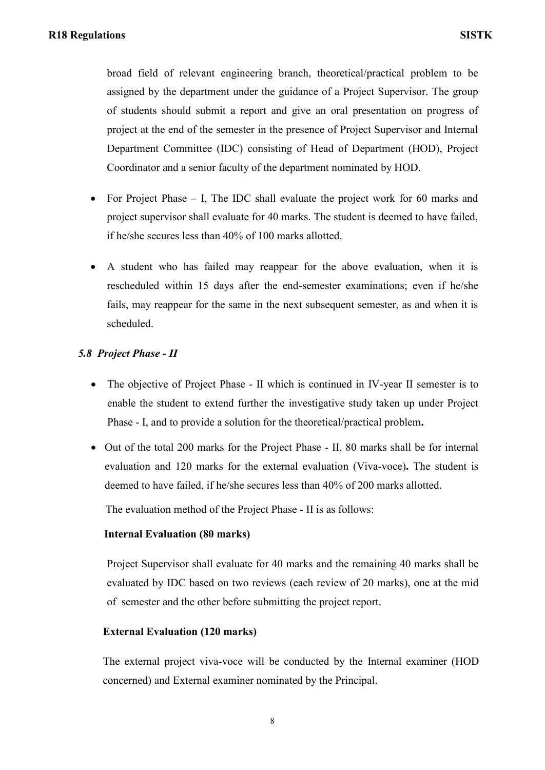broad field of relevant engineering branch, theoretical/practical problem to be assigned by the department under the guidance of a Project Supervisor. The group of students should submit a report and give an oral presentation on progress of project at the end of the semester in the presence of Project Supervisor and Internal Department Committee (IDC) consisting of Head of Department (HOD), Project Coordinator and a senior faculty of the department nominated by HOD.

- For Project Phase – I, The IDC shall evaluate the project work for 60 marks and project supervisor shall evaluate for 40 marks. The student is deemed to have failed, if he/she secures less than 40% of 100 marks allotted.
- A student who has failed may reappear for the above evaluation, when it is rescheduled within 15 days after the end-semester examinations; even if he/she fails, may reappear for the same in the next subsequent semester, as and when it is scheduled.

### *5.8 Project Phase - II*

- The objective of Project Phase - II which is continued in IV-year II semester is to enable the student to extend further the investigative study taken up under Project Phase - I, and to provide a solution for the theoretical/practical problem**.**
- Out of the total 200 marks for the Project Phase - II, 80 marks shall be for internal evaluation and 120 marks for the external evaluation (Viva-voce)**.** The student is deemed to have failed, if he/she secures less than 40% of 200 marks allotted.

  The evaluation method of the Project Phase - II is as follows:

  **Internal Evaluation (80 marks)**

  Project Supervisor shall evaluate for 40 marks and the remaining 40 marks shall be evaluated by IDC based on two reviews (each review of 20 marks), one at the mid of semester and the other before submitting the project report.

  **External Evaluation (120 marks)**

  The external project viva-voce will be conducted by the Internal examiner (HOD concerned) and External examiner nominated by the Principal.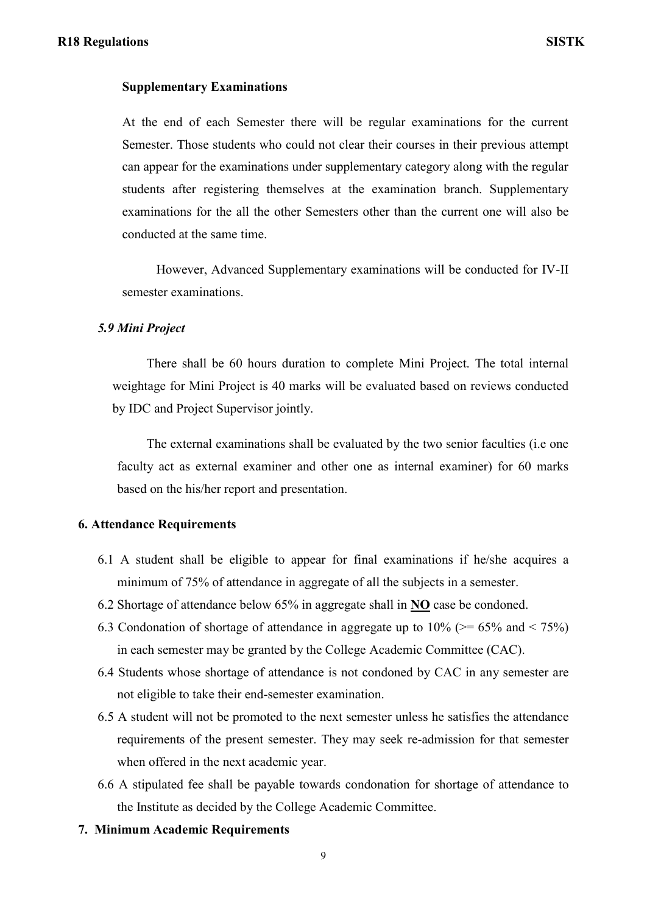**Supplementary Examinations**

At the end of each Semester there will be regular examinations for the current Semester. Those students who could not clear their courses in their previous attempt can appear for the examinations under supplementary category along with the regular students after registering themselves at the examination branch. Supplementary examinations for the all the other Semesters other than the current one will also be conducted at the same time.

However, Advanced Supplementary examinations will be conducted for IV-II semester examinations.

***5.9 Mini Project***

There shall be 60 hours duration to complete Mini Project. The total internal weightage for Mini Project is 40 marks will be evaluated based on reviews conducted by IDC and Project Supervisor jointly.

The external examinations shall be evaluated by the two senior faculties (i.e one faculty act as external examiner and other one as internal examiner) for 60 marks based on the his/her report and presentation.

## 6. Attendance Requirements

6.1 A student shall be eligible to appear for final examinations if he/she acquires a minimum of 75% of attendance in aggregate of all the subjects in a semester.

6.2 Shortage of attendance below 65% in aggregate shall in **NO** case be condoned.

6.3 Condonation of shortage of attendance in aggregate up to 10% (>= 65% and < 75%) in each semester may be granted by the College Academic Committee (CAC).

6.4 Students whose shortage of attendance is not condoned by CAC in any semester are not eligible to take their end-semester examination.

6.5 A student will not be promoted to the next semester unless he satisfies the attendance requirements of the present semester. They may seek re-admission for that semester when offered in the next academic year.

6.6 A stipulated fee shall be payable towards condonation for shortage of attendance to the Institute as decided by the College Academic Committee.

## 7. Minimum Academic Requirements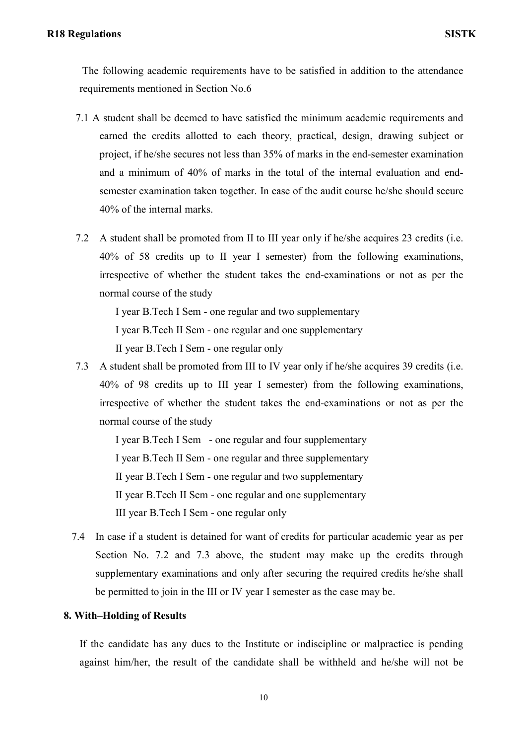The following academic requirements have to be satisfied in addition to the attendance requirements mentioned in Section No.6

7.1 A student shall be deemed to have satisfied the minimum academic requirements and earned the credits allotted to each theory, practical, design, drawing subject or project, if he/she secures not less than 35% of marks in the end-semester examination and a minimum of 40% of marks in the total of the internal evaluation and end-semester examination taken together. In case of the audit course he/she should secure 40% of the internal marks.

7.2 A student shall be promoted from II to III year only if he/she acquires 23 credits (i.e. 40% of 58 credits up to II year I semester) from the following examinations, irrespective of whether the student takes the end-examinations or not as per the normal course of the study

I year B.Tech I Sem - one regular and two supplementary

I year B.Tech II Sem - one regular and one supplementary

II year B.Tech I Sem - one regular only

7.3 A student shall be promoted from III to IV year only if he/she acquires 39 credits (i.e. 40% of 98 credits up to III year I semester) from the following examinations, irrespective of whether the student takes the end-examinations or not as per the normal course of the study

I year B.Tech I Sem - one regular and four supplementary

I year B.Tech II Sem - one regular and three supplementary

II year B.Tech I Sem - one regular and two supplementary

II year B.Tech II Sem - one regular and one supplementary

III year B.Tech I Sem - one regular only

7.4 In case if a student is detained for want of credits for particular academic year as per Section No. 7.2 and 7.3 above, the student may make up the credits through supplementary examinations and only after securing the required credits he/she shall be permitted to join in the III or IV year I semester as the case may be.

## 8. With–Holding of Results

If the candidate has any dues to the Institute or indiscipline or malpractice is pending against him/her, the result of the candidate shall be withheld and he/she will not be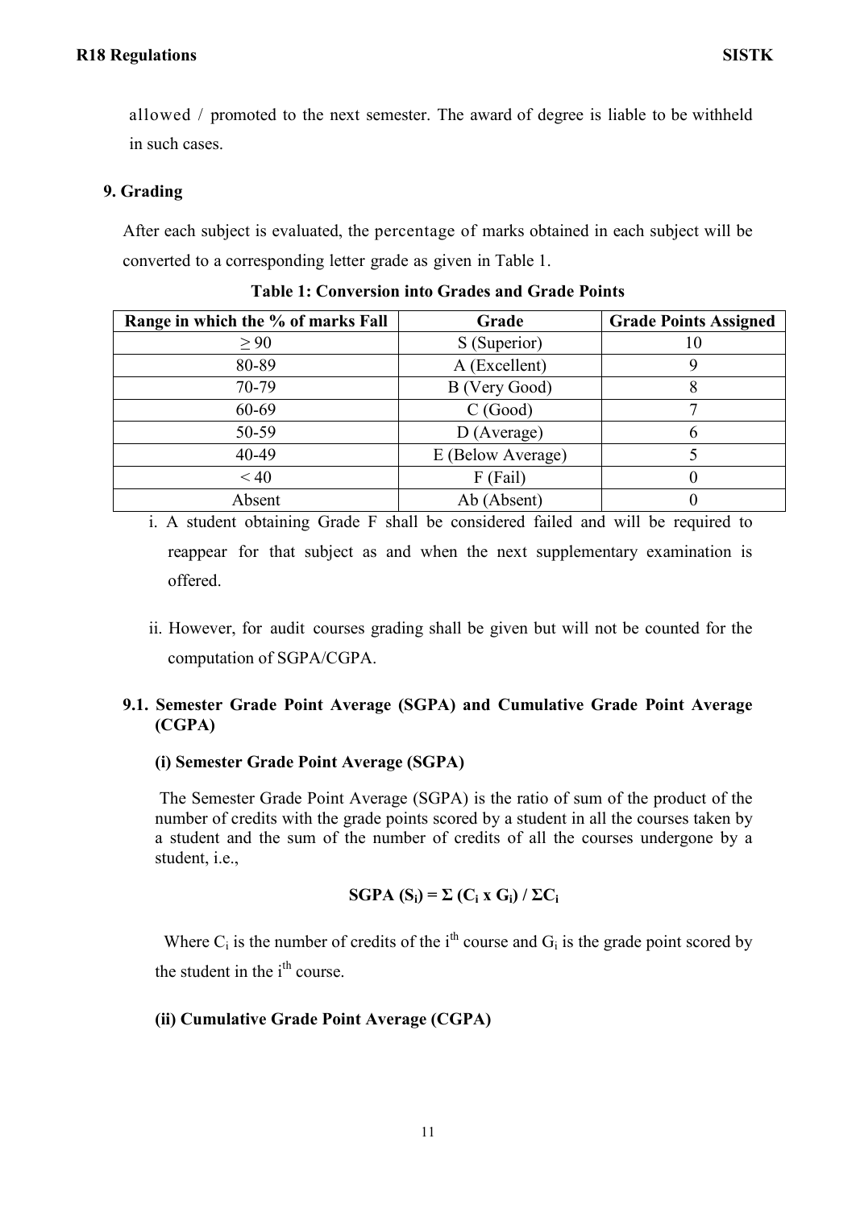allowed / promoted to the next semester. The award of degree is liable to be withheld in such cases.

## 9. Grading

After each subject is evaluated, the percentage of marks obtained in each subject will be converted to a corresponding letter grade as given in Table 1.

**Table 1: Conversion into Grades and Grade Points**

| Range in which the % of marks Fall | Grade | Grade Points Assigned |
|---|---|---|
| ≥ 90 | S (Superior) | 10 |
| 80-89 | A (Excellent) | 9 |
| 70-79 | B (Very Good) | 8 |
| 60-69 | C (Good) | 7 |
| 50-59 | D (Average) | 6 |
| 40-49 | E (Below Average) | 5 |
| < 40 | F (Fail) | 0 |
| Absent | Ab (Absent) | 0 |

i. A student obtaining Grade F shall be considered failed and will be required to reappear for that subject as and when the next supplementary examination is offered.

ii. However, for audit courses grading shall be given but will not be counted for the computation of SGPA/CGPA.

### 9.1. Semester Grade Point Average (SGPA) and Cumulative Grade Point Average (CGPA)

**(i) Semester Grade Point Average (SGPA)**

The Semester Grade Point Average (SGPA) is the ratio of sum of the product of the number of credits with the grade points scored by a student in all the courses taken by a student and the sum of the number of credits of all the courses undergone by a student, i.e.,

$$\textbf{SGPA } (S_i) = \Sigma (C_i \times G_i) / \Sigma C_i$$

Where $C_i$ is the number of credits of the $i^{th}$ course and $G_i$ is the grade point scored by the student in the $i^{th}$ course.

**(ii) Cumulative Grade Point Average (CGPA)**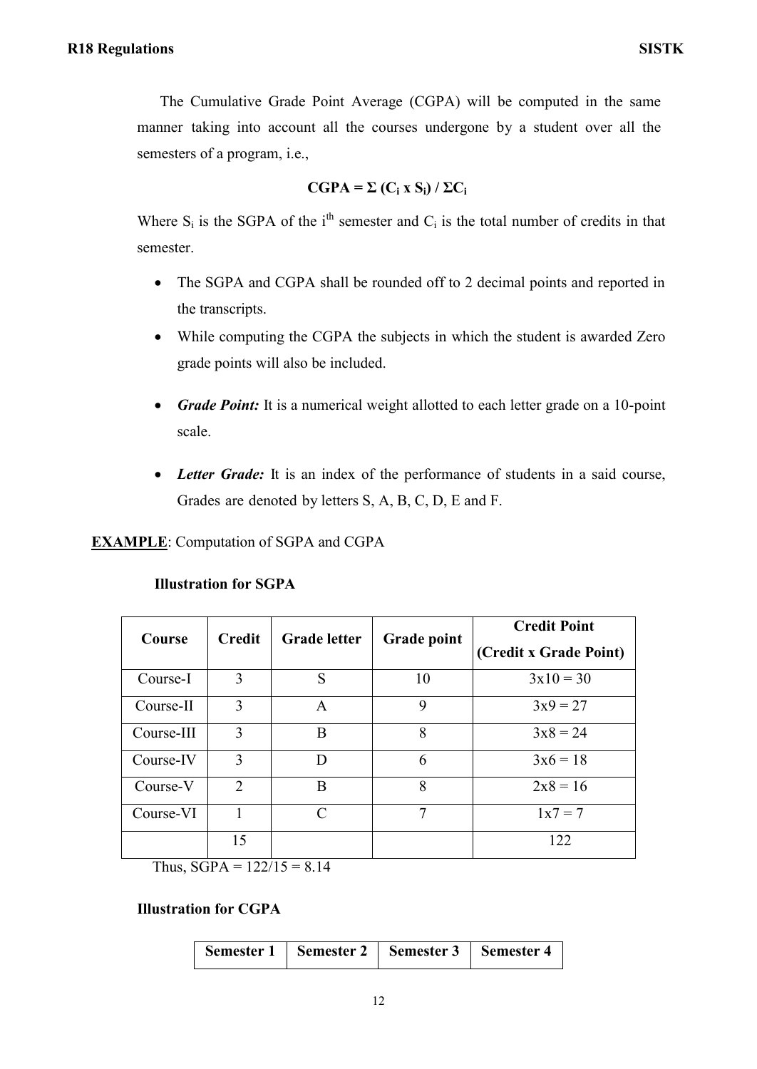The Cumulative Grade Point Average (CGPA) will be computed in the same manner taking into account all the courses undergone by a student over all the semesters of a program, i.e.,

$$\mathbf{CGPA = \Sigma (C_i \times S_i) / \Sigma C_i}$$

Where $S_i$ is the SGPA of the $i^{th}$ semester and $C_i$ is the total number of credits in that semester.

- The SGPA and CGPA shall be rounded off to 2 decimal points and reported in the transcripts.
- While computing the CGPA the subjects in which the student is awarded Zero grade points will also be included.
- ***Grade Point:*** It is a numerical weight allotted to each letter grade on a 10-point scale.
- ***Letter Grade:*** It is an index of the performance of students in a said course, Grades are denoted by letters S, A, B, C, D, E and F.

**EXAMPLE**: Computation of SGPA and CGPA

**Illustration for SGPA**

| Course | Credit | Grade letter | Grade point | Credit Point (Credit x Grade Point) |
|---|---|---|---|---|
| Course-I | 3 | S | 10 | 3x10 = 30 |
| Course-II | 3 | A | 9 | 3x9 = 27 |
| Course-III | 3 | B | 8 | 3x8 = 24 |
| Course-IV | 3 | D | 6 | 3x6 = 18 |
| Course-V | 2 | B | 8 | 2x8 = 16 |
| Course-VI | 1 | C | 7 | 1x7 = 7 |
| | 15 | | | 122 |

Thus, SGPA = 122/15 = 8.14

**Illustration for CGPA**

| Semester 1 | Semester 2 | Semester 3 | Semester 4 |
|---|---|---|---|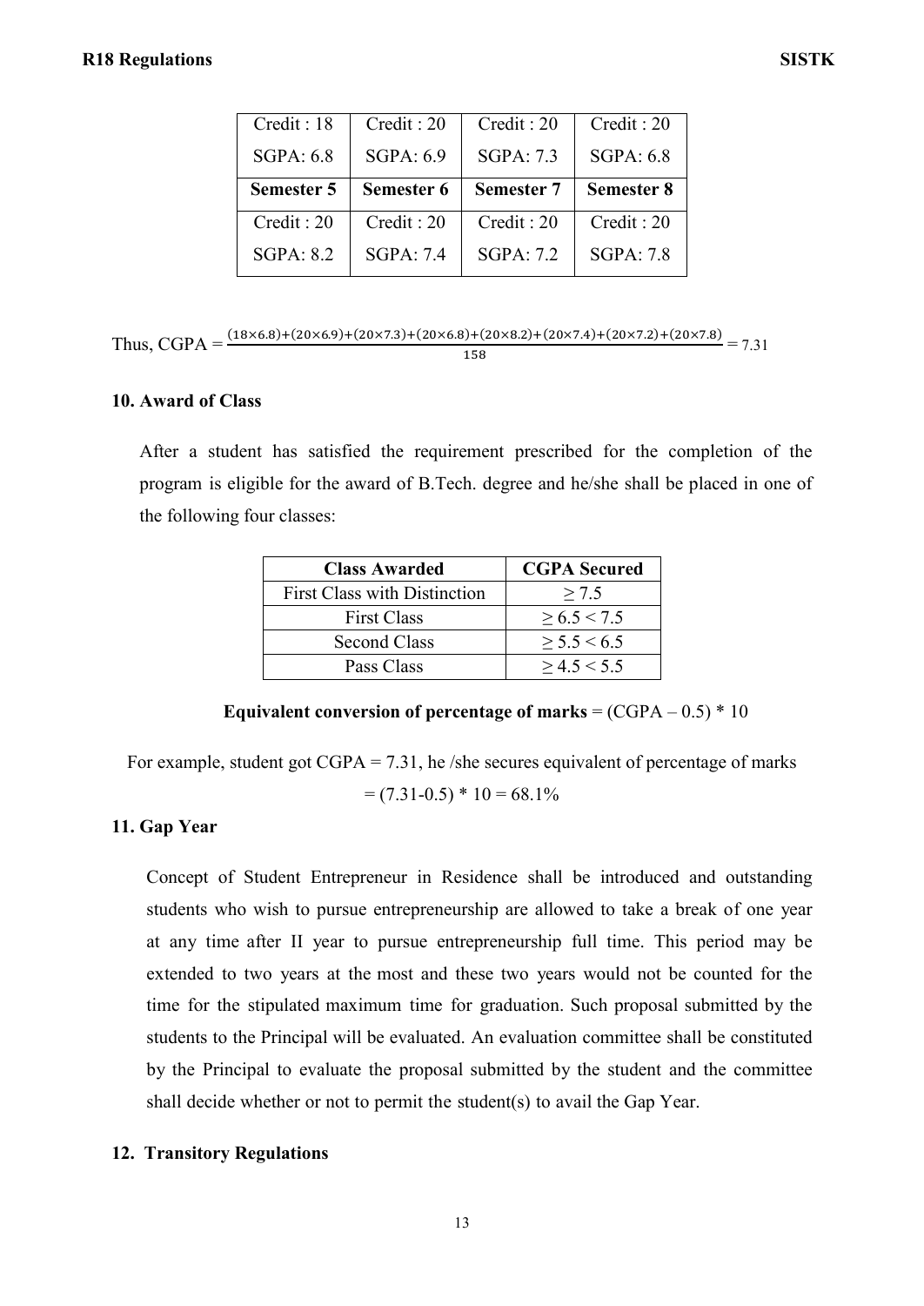| Credit : 18 | Credit : 20 | Credit : 20 | Credit : 20 |
|---|---|---|---|
| SGPA: 6.8 | SGPA: 6.9 | SGPA: 7.3 | SGPA: 6.8 |
| **Semester 5** | **Semester 6** | **Semester 7** | **Semester 8** |
| Credit : 20 | Credit : 20 | Credit : 20 | Credit : 20 |
| SGPA: 8.2 | SGPA: 7.4 | SGPA: 7.2 | SGPA: 7.8 |

Thus, CGPA = $\frac{(18\times6.8)+(20\times6.9)+(20\times7.3)+(20\times6.8)+(20\times8.2)+(20\times7.4)+(20\times7.2)+(20\times7.8)}{158} = 7.31$

### 10. Award of Class

After a student has satisfied the requirement prescribed for the completion of the program is eligible for the award of B.Tech. degree and he/she shall be placed in one of the following four classes:

| Class Awarded | CGPA Secured |
|---|---|
| First Class with Distinction | ≥ 7.5 |
| First Class | ≥ 6.5 < 7.5 |
| Second Class | ≥ 5.5 < 6.5 |
| Pass Class | ≥ 4.5 < 5.5 |

**Equivalent conversion of percentage of marks** = (CGPA – 0.5) * 10

For example, student got CGPA = 7.31, he /she secures equivalent of percentage of marks = (7.31-0.5) * 10 = 68.1%

### 11. Gap Year

Concept of Student Entrepreneur in Residence shall be introduced and outstanding students who wish to pursue entrepreneurship are allowed to take a break of one year at any time after II year to pursue entrepreneurship full time. This period may be extended to two years at the most and these two years would not be counted for the time for the stipulated maximum time for graduation. Such proposal submitted by the students to the Principal will be evaluated. An evaluation committee shall be constituted by the Principal to evaluate the proposal submitted by the student and the committee shall decide whether or not to permit the student(s) to avail the Gap Year.

### 12. Transitory Regulations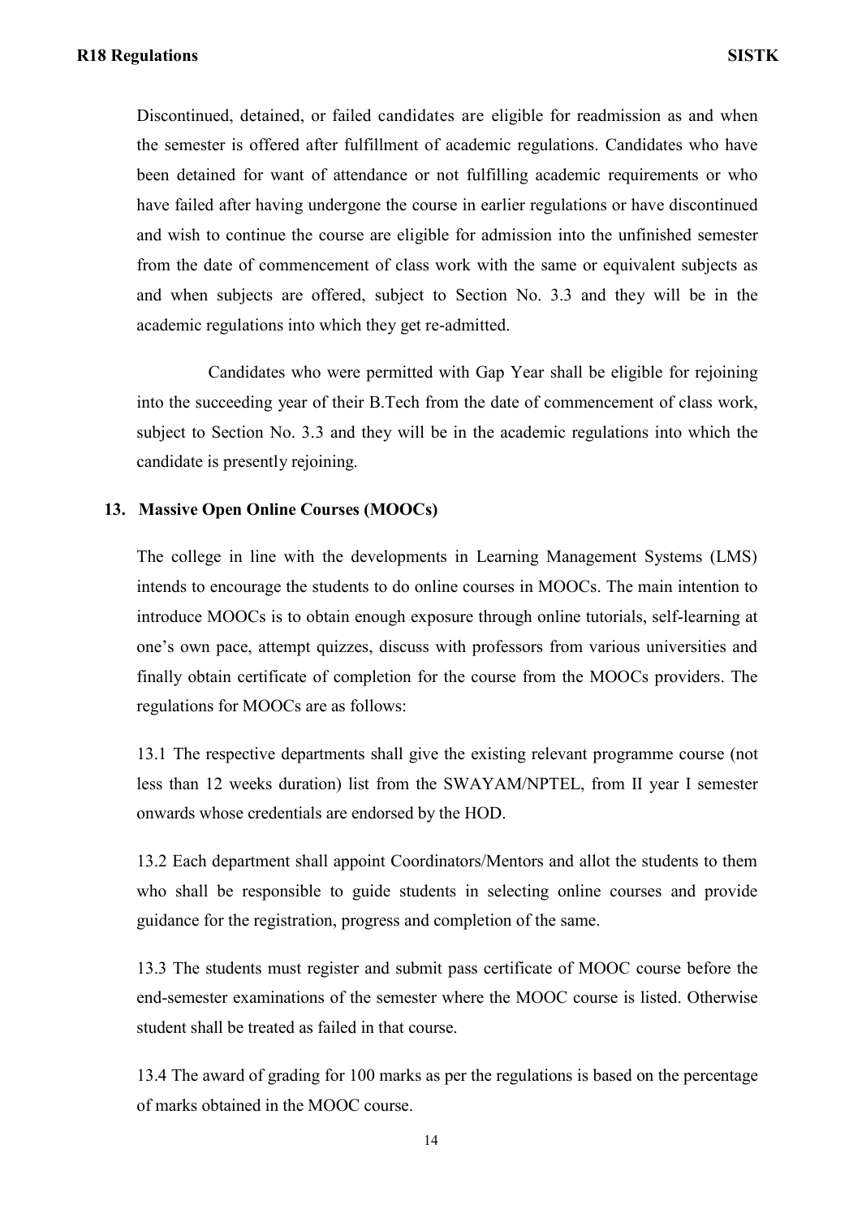Discontinued, detained, or failed candidates are eligible for readmission as and when the semester is offered after fulfillment of academic regulations. Candidates who have been detained for want of attendance or not fulfilling academic requirements or who have failed after having undergone the course in earlier regulations or have discontinued and wish to continue the course are eligible for admission into the unfinished semester from the date of commencement of class work with the same or equivalent subjects as and when subjects are offered, subject to Section No. 3.3 and they will be in the academic regulations into which they get re-admitted.

Candidates who were permitted with Gap Year shall be eligible for rejoining into the succeeding year of their B.Tech from the date of commencement of class work, subject to Section No. 3.3 and they will be in the academic regulations into which the candidate is presently rejoining.

## 13. Massive Open Online Courses (MOOCs)

The college in line with the developments in Learning Management Systems (LMS) intends to encourage the students to do online courses in MOOCs. The main intention to introduce MOOCs is to obtain enough exposure through online tutorials, self-learning at one's own pace, attempt quizzes, discuss with professors from various universities and finally obtain certificate of completion for the course from the MOOCs providers. The regulations for MOOCs are as follows:

13.1 The respective departments shall give the existing relevant programme course (not less than 12 weeks duration) list from the SWAYAM/NPTEL, from II year I semester onwards whose credentials are endorsed by the HOD.

13.2 Each department shall appoint Coordinators/Mentors and allot the students to them who shall be responsible to guide students in selecting online courses and provide guidance for the registration, progress and completion of the same.

13.3 The students must register and submit pass certificate of MOOC course before the end-semester examinations of the semester where the MOOC course is listed. Otherwise student shall be treated as failed in that course.

13.4 The award of grading for 100 marks as per the regulations is based on the percentage of marks obtained in the MOOC course.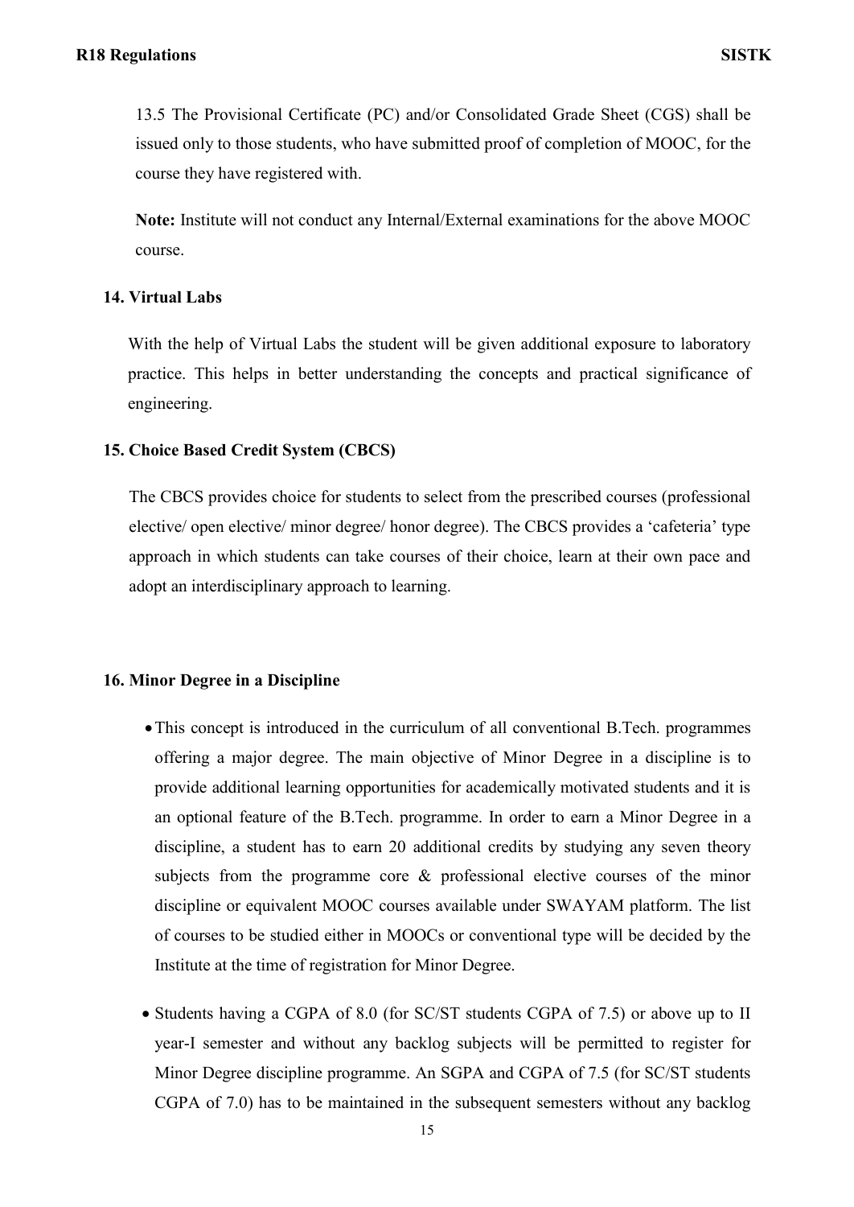13.5 The Provisional Certificate (PC) and/or Consolidated Grade Sheet (CGS) shall be issued only to those students, who have submitted proof of completion of MOOC, for the course they have registered with.

**Note:** Institute will not conduct any Internal/External examinations for the above MOOC course.

## 14. Virtual Labs

With the help of Virtual Labs the student will be given additional exposure to laboratory practice. This helps in better understanding the concepts and practical significance of engineering.

## 15. Choice Based Credit System (CBCS)

The CBCS provides choice for students to select from the prescribed courses (professional elective/ open elective/ minor degree/ honor degree). The CBCS provides a 'cafeteria' type approach in which students can take courses of their choice, learn at their own pace and adopt an interdisciplinary approach to learning.

## 16. Minor Degree in a Discipline

- This concept is introduced in the curriculum of all conventional B.Tech. programmes offering a major degree. The main objective of Minor Degree in a discipline is to provide additional learning opportunities for academically motivated students and it is an optional feature of the B.Tech. programme. In order to earn a Minor Degree in a discipline, a student has to earn 20 additional credits by studying any seven theory subjects from the programme core & professional elective courses of the minor discipline or equivalent MOOC courses available under SWAYAM platform. The list of courses to be studied either in MOOCs or conventional type will be decided by the Institute at the time of registration for Minor Degree.
- Students having a CGPA of 8.0 (for SC/ST students CGPA of 7.5) or above up to II year-I semester and without any backlog subjects will be permitted to register for Minor Degree discipline programme. An SGPA and CGPA of 7.5 (for SC/ST students CGPA of 7.0) has to be maintained in the subsequent semesters without any backlog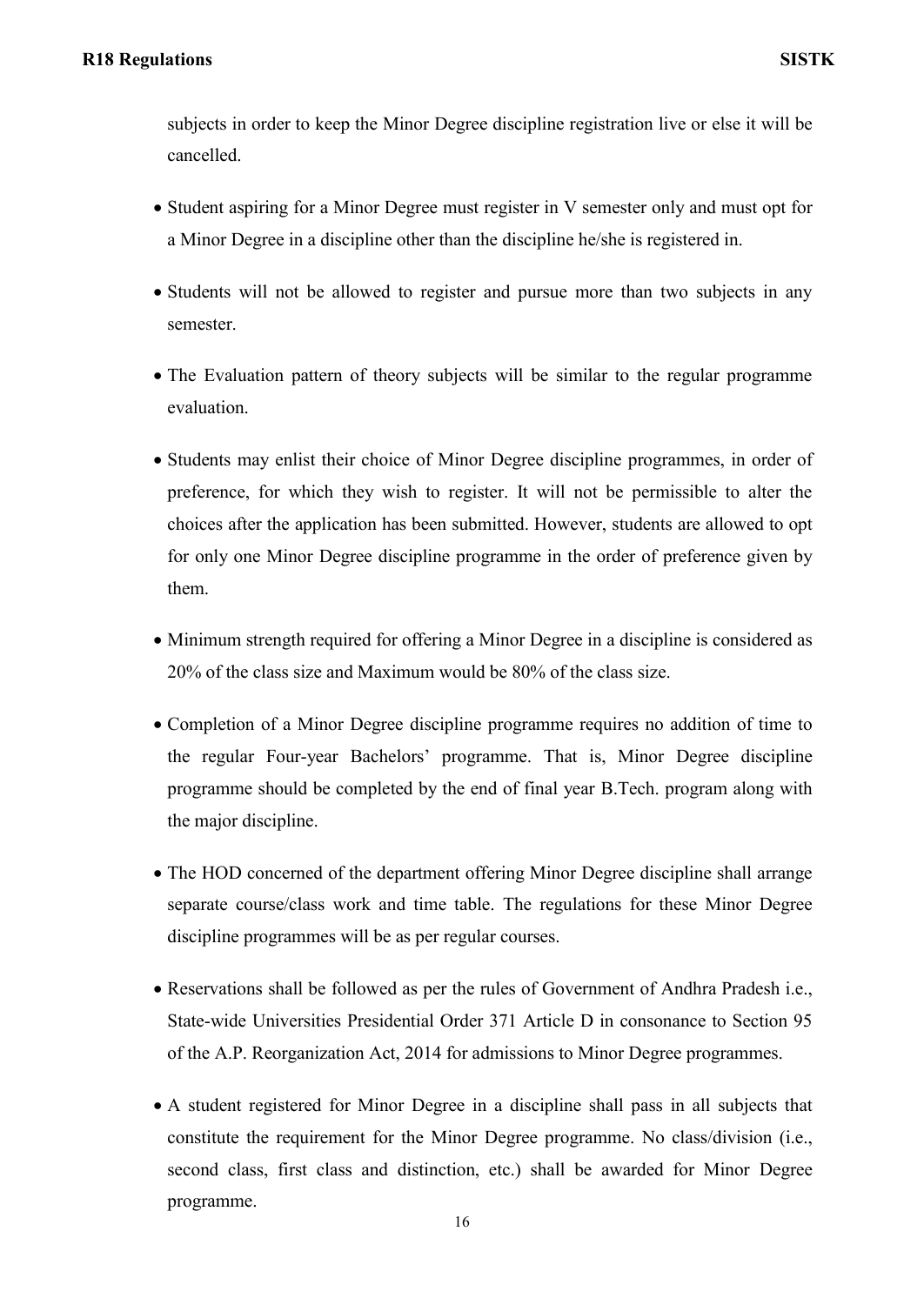subjects in order to keep the Minor Degree discipline registration live or else it will be cancelled.

- Student aspiring for a Minor Degree must register in V semester only and must opt for a Minor Degree in a discipline other than the discipline he/she is registered in.
- Students will not be allowed to register and pursue more than two subjects in any semester.
- The Evaluation pattern of theory subjects will be similar to the regular programme evaluation.
- Students may enlist their choice of Minor Degree discipline programmes, in order of preference, for which they wish to register. It will not be permissible to alter the choices after the application has been submitted. However, students are allowed to opt for only one Minor Degree discipline programme in the order of preference given by them.
- Minimum strength required for offering a Minor Degree in a discipline is considered as 20% of the class size and Maximum would be 80% of the class size.
- Completion of a Minor Degree discipline programme requires no addition of time to the regular Four-year Bachelors' programme. That is, Minor Degree discipline programme should be completed by the end of final year B.Tech. program along with the major discipline.
- The HOD concerned of the department offering Minor Degree discipline shall arrange separate course/class work and time table. The regulations for these Minor Degree discipline programmes will be as per regular courses.
- Reservations shall be followed as per the rules of Government of Andhra Pradesh i.e., State-wide Universities Presidential Order 371 Article D in consonance to Section 95 of the A.P. Reorganization Act, 2014 for admissions to Minor Degree programmes.
- A student registered for Minor Degree in a discipline shall pass in all subjects that constitute the requirement for the Minor Degree programme. No class/division (i.e., second class, first class and distinction, etc.) shall be awarded for Minor Degree programme.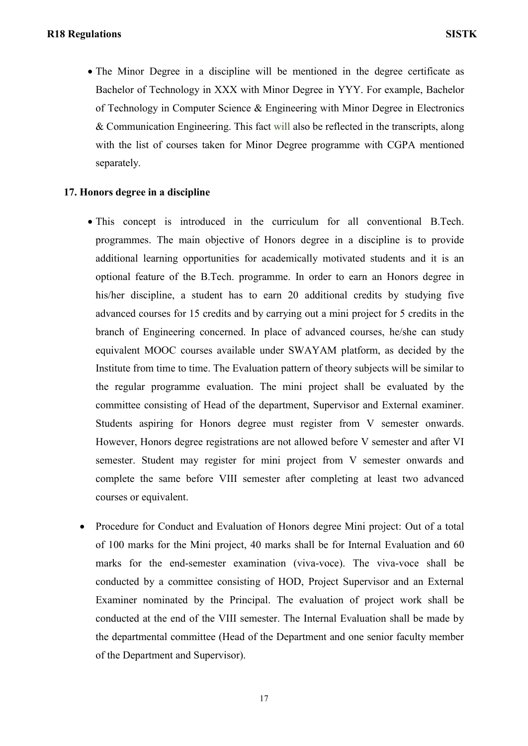- The Minor Degree in a discipline will be mentioned in the degree certificate as Bachelor of Technology in XXX with Minor Degree in YYY. For example, Bachelor of Technology in Computer Science & Engineering with Minor Degree in Electronics & Communication Engineering. This fact will also be reflected in the transcripts, along with the list of courses taken for Minor Degree programme with CGPA mentioned separately.

## 17. Honors degree in a discipline

- This concept is introduced in the curriculum for all conventional B.Tech. programmes. The main objective of Honors degree in a discipline is to provide additional learning opportunities for academically motivated students and it is an optional feature of the B.Tech. programme. In order to earn an Honors degree in his/her discipline, a student has to earn 20 additional credits by studying five advanced courses for 15 credits and by carrying out a mini project for 5 credits in the branch of Engineering concerned. In place of advanced courses, he/she can study equivalent MOOC courses available under SWAYAM platform, as decided by the Institute from time to time. The Evaluation pattern of theory subjects will be similar to the regular programme evaluation. The mini project shall be evaluated by the committee consisting of Head of the department, Supervisor and External examiner. Students aspiring for Honors degree must register from V semester onwards. However, Honors degree registrations are not allowed before V semester and after VI semester. Student may register for mini project from V semester onwards and complete the same before VIII semester after completing at least two advanced courses or equivalent.

- Procedure for Conduct and Evaluation of Honors degree Mini project: Out of a total of 100 marks for the Mini project, 40 marks shall be for Internal Evaluation and 60 marks for the end-semester examination (viva-voce). The viva-voce shall be conducted by a committee consisting of HOD, Project Supervisor and an External Examiner nominated by the Principal. The evaluation of project work shall be conducted at the end of the VIII semester. The Internal Evaluation shall be made by the departmental committee (Head of the Department and one senior faculty member of the Department and Supervisor).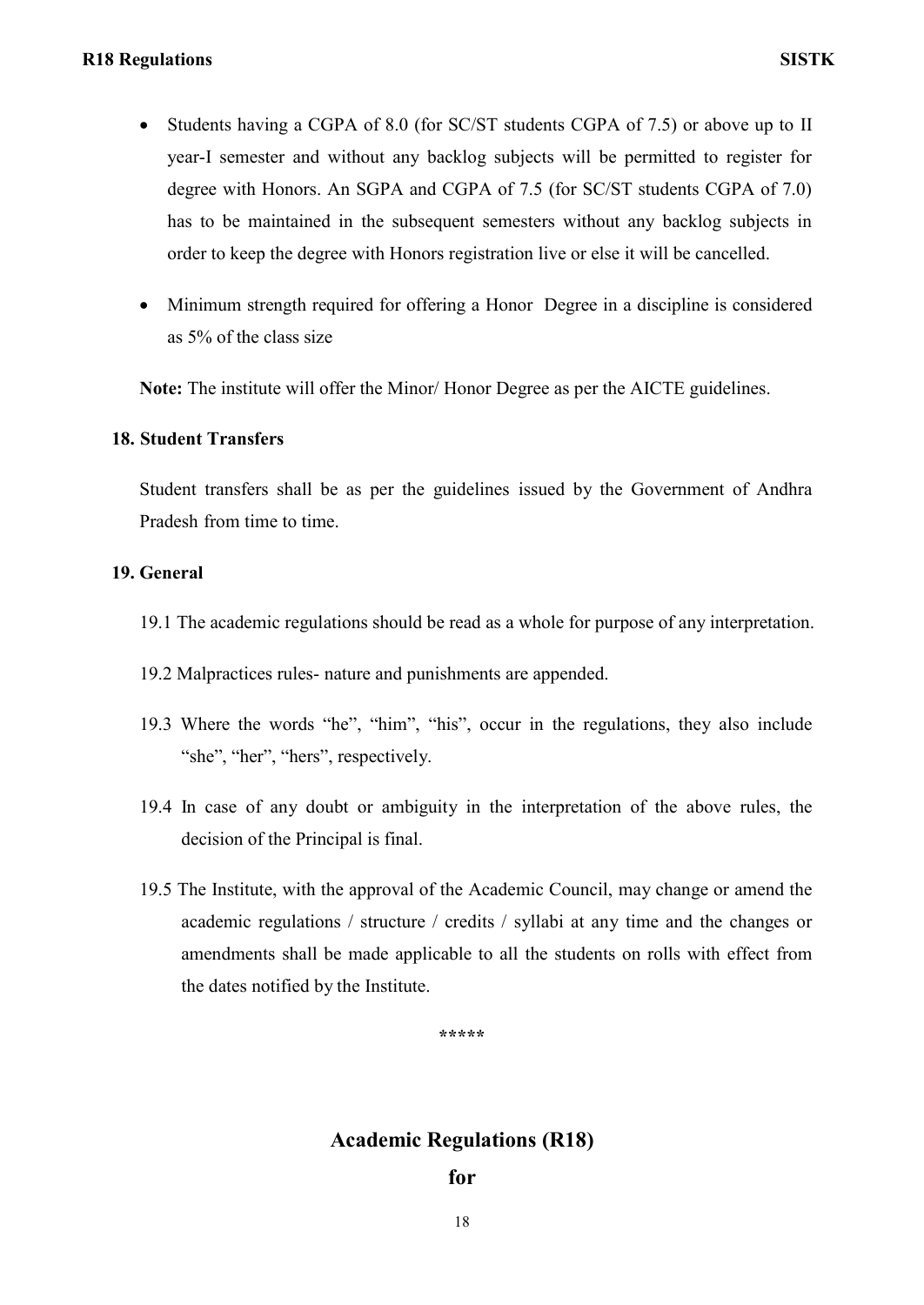- Students having a CGPA of 8.0 (for SC/ST students CGPA of 7.5) or above up to II year-I semester and without any backlog subjects will be permitted to register for degree with Honors. An SGPA and CGPA of 7.5 (for SC/ST students CGPA of 7.0) has to be maintained in the subsequent semesters without any backlog subjects in order to keep the degree with Honors registration live or else it will be cancelled.

- Minimum strength required for offering a Honor Degree in a discipline is considered as 5% of the class size

**Note:** The institute will offer the Minor/ Honor Degree as per the AICTE guidelines.

### 18. Student Transfers

Student transfers shall be as per the guidelines issued by the Government of Andhra Pradesh from time to time.

### 19. General

19.1 The academic regulations should be read as a whole for purpose of any interpretation.

19.2 Malpractices rules- nature and punishments are appended.

19.3 Where the words "he", "him", "his", occur in the regulations, they also include "she", "her", "hers", respectively.

19.4 In case of any doubt or ambiguity in the interpretation of the above rules, the decision of the Principal is final.

19.5 The Institute, with the approval of the Academic Council, may change or amend the academic regulations / structure / credits / syllabi at any time and the changes or amendments shall be made applicable to all the students on rolls with effect from the dates notified by the Institute.

*****

## Academic Regulations (R18)

## for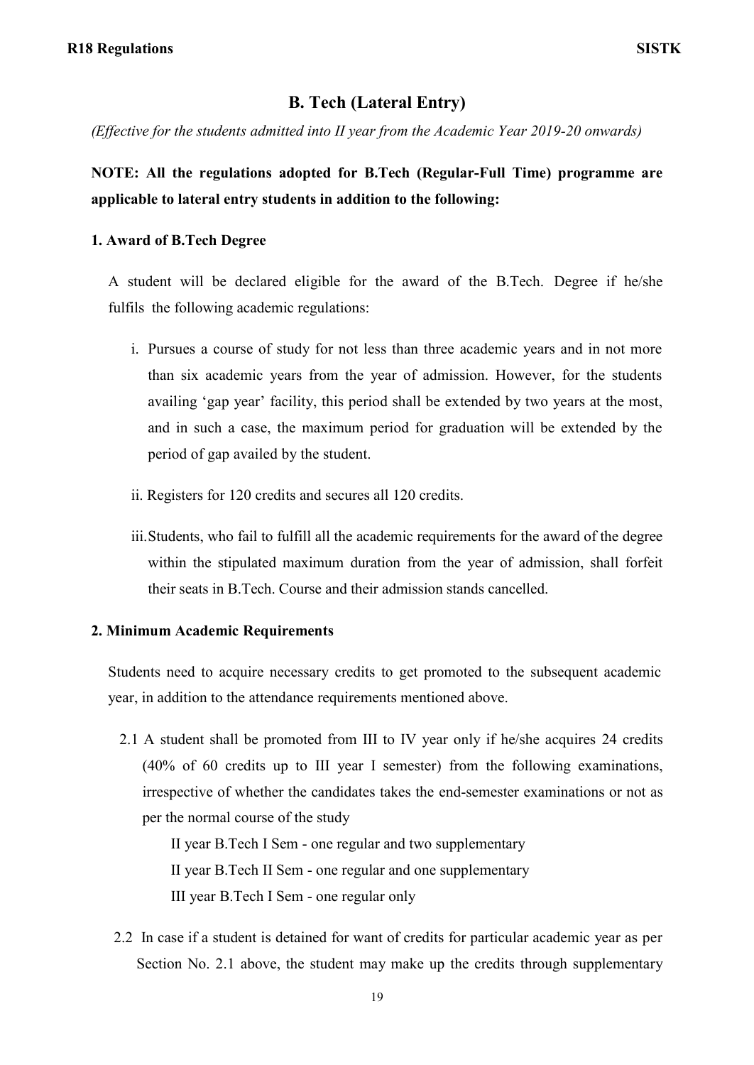# B. Tech (Lateral Entry)

*(Effective for the students admitted into II year from the Academic Year 2019-20 onwards)*

**NOTE: All the regulations adopted for B.Tech (Regular-Full Time) programme are applicable to lateral entry students in addition to the following:**

### 1. Award of B.Tech Degree

A student will be declared eligible for the award of the B.Tech. Degree if he/she fulfils the following academic regulations:

i. Pursues a course of study for not less than three academic years and in not more than six academic years from the year of admission. However, for the students availing 'gap year' facility, this period shall be extended by two years at the most, and in such a case, the maximum period for graduation will be extended by the period of gap availed by the student.

ii. Registers for 120 credits and secures all 120 credits.

iii. Students, who fail to fulfill all the academic requirements for the award of the degree within the stipulated maximum duration from the year of admission, shall forfeit their seats in B.Tech. Course and their admission stands cancelled.

### 2. Minimum Academic Requirements

Students need to acquire necessary credits to get promoted to the subsequent academic year, in addition to the attendance requirements mentioned above.

2.1 A student shall be promoted from III to IV year only if he/she acquires 24 credits (40% of 60 credits up to III year I semester) from the following examinations, irrespective of whether the candidates takes the end-semester examinations or not as per the normal course of the study

II year B.Tech I Sem - one regular and two supplementary

II year B.Tech II Sem - one regular and one supplementary

III year B.Tech I Sem - one regular only

2.2 In case if a student is detained for want of credits for particular academic year as per Section No. 2.1 above, the student may make up the credits through supplementary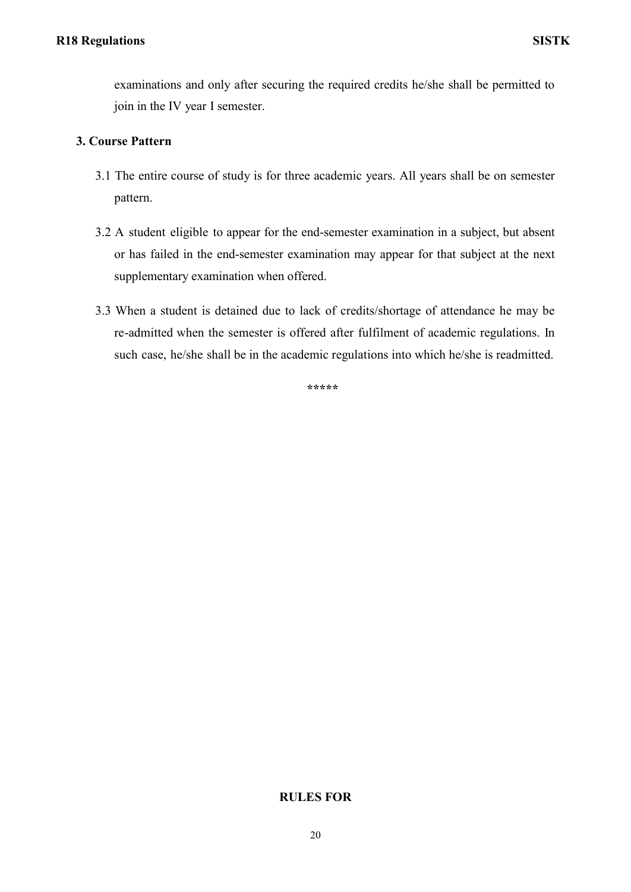examinations and only after securing the required credits he/she shall be permitted to join in the IV year I semester.

### 3. Course Pattern

3.1 The entire course of study is for three academic years. All years shall be on semester pattern.

3.2 A student eligible to appear for the end-semester examination in a subject, but absent or has failed in the end-semester examination may appear for that subject at the next supplementary examination when offered.

3.3 When a student is detained due to lack of credits/shortage of attendance he may be re-admitted when the semester is offered after fulfilment of academic regulations. In such case, he/she shall be in the academic regulations into which he/she is readmitted.

*****

**RULES FOR**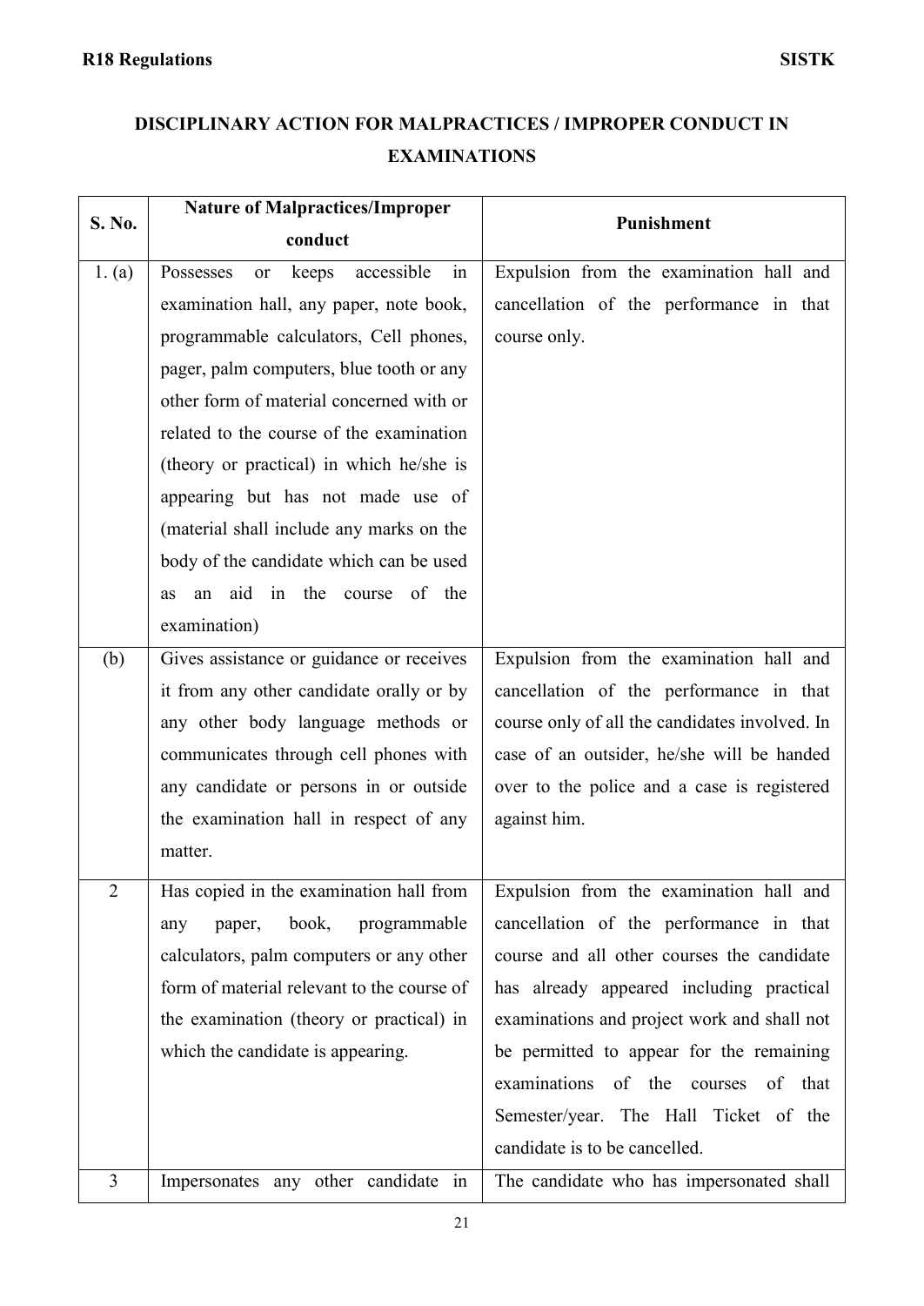## DISCIPLINARY ACTION FOR MALPRACTICES / IMPROPER CONDUCT IN EXAMINATIONS

| S. No. | Nature of Malpractices/Improper conduct | Punishment |
|---|---|---|
| 1. (a) | Possesses or keeps accessible in examination hall, any paper, note book, programmable calculators, Cell phones, pager, palm computers, blue tooth or any other form of material concerned with or related to the course of the examination (theory or practical) in which he/she is appearing but has not made use of (material shall include any marks on the body of the candidate which can be used as an aid in the course of the examination) | Expulsion from the examination hall and cancellation of the performance in that course only. |
| (b) | Gives assistance or guidance or receives it from any other candidate orally or by any other body language methods or communicates through cell phones with any candidate or persons in or outside the examination hall in respect of any matter. | Expulsion from the examination hall and cancellation of the performance in that course only of all the candidates involved. In case of an outsider, he/she will be handed over to the police and a case is registered against him. |
| 2 | Has copied in the examination hall from any paper, book, programmable calculators, palm computers or any other form of material relevant to the course of the examination (theory or practical) in which the candidate is appearing. | Expulsion from the examination hall and cancellation of the performance in that course and all other courses the candidate has already appeared including practical examinations and project work and shall not be permitted to appear for the remaining examinations of the courses of that Semester/year. The Hall Ticket of the candidate is to be cancelled. |
| 3 | Impersonates any other candidate in | The candidate who has impersonated shall |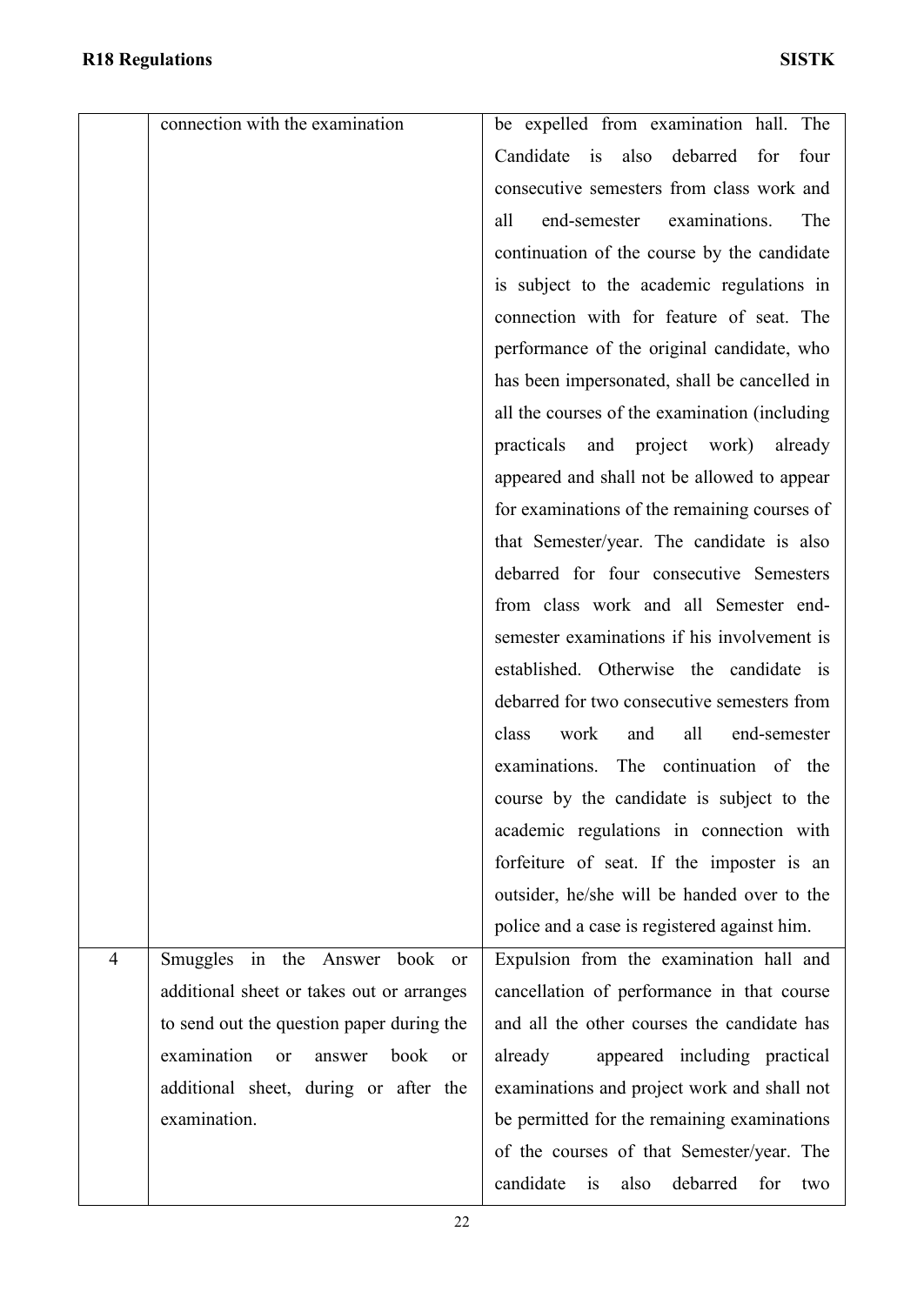| | | |
|---|---|---|
| | connection with the examination | be expelled from examination hall. The Candidate is also debarred for four consecutive semesters from class work and all end-semester examinations. The continuation of the course by the candidate is subject to the academic regulations in connection with for feature of seat. The performance of the original candidate, who has been impersonated, shall be cancelled in all the courses of the examination (including practicals and project work) already appeared and shall not be allowed to appear for examinations of the remaining courses of that Semester/year. The candidate is also debarred for four consecutive Semesters from class work and all Semester end-semester examinations if his involvement is established. Otherwise the candidate is debarred for two consecutive semesters from class work and all end-semester examinations. The continuation of the course by the candidate is subject to the academic regulations in connection with forfeiture of seat. If the imposter is an outsider, he/she will be handed over to the police and a case is registered against him. |
| 4 | Smuggles in the Answer book or additional sheet or takes out or arranges to send out the question paper during the examination or answer book or additional sheet, during or after the examination. | Expulsion from the examination hall and cancellation of performance in that course and all the other courses the candidate has already appeared including practical examinations and project work and shall not be permitted for the remaining examinations of the courses of that Semester/year. The candidate is also debarred for two |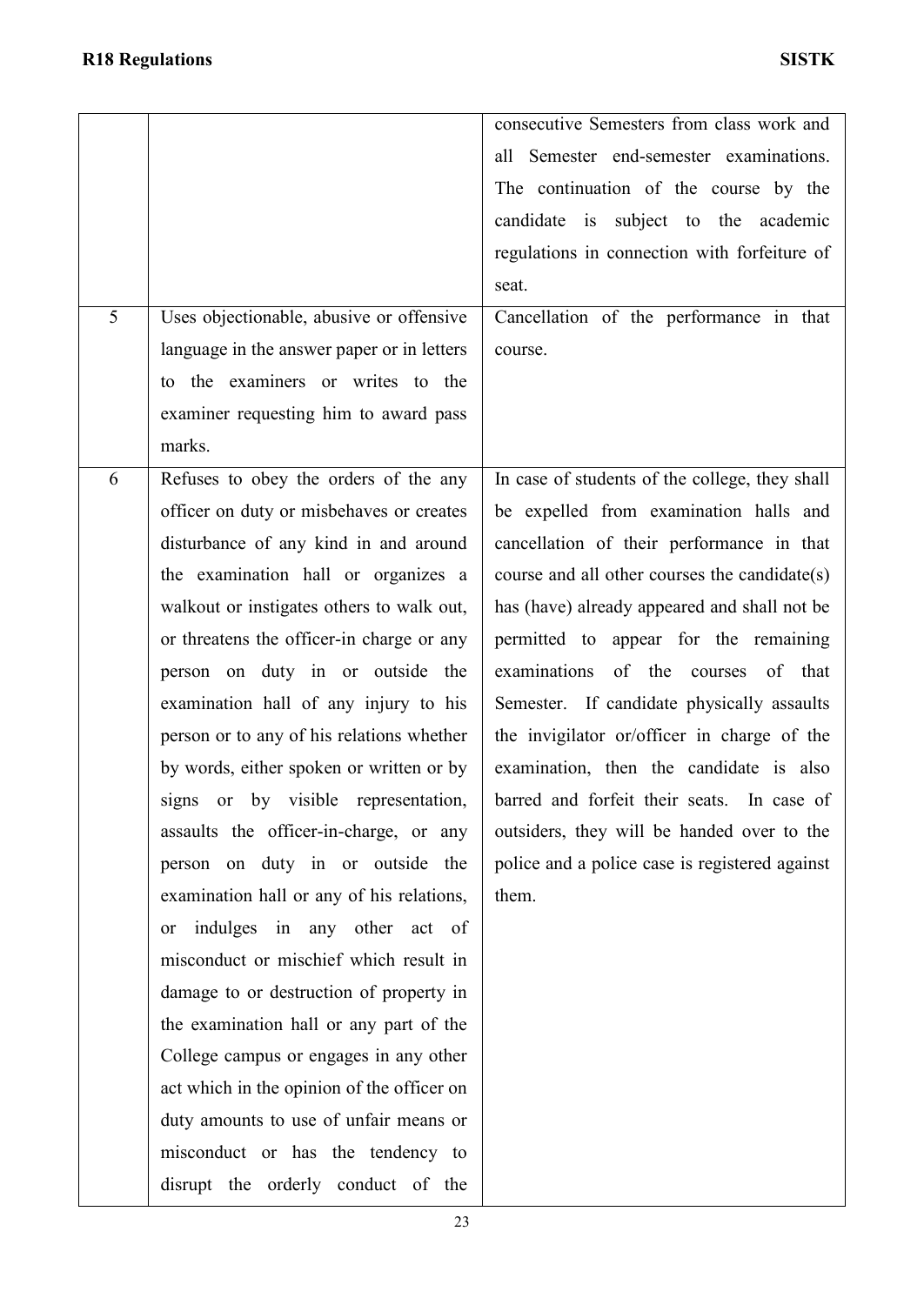| | | |
|---|---|---|
| | | consecutive Semesters from class work and all Semester end-semester examinations. The continuation of the course by the candidate is subject to the academic regulations in connection with forfeiture of seat. |
| 5 | Uses objectionable, abusive or offensive language in the answer paper or in letters to the examiners or writes to the examiner requesting him to award pass marks. | Cancellation of the performance in that course. |
| 6 | Refuses to obey the orders of the any officer on duty or misbehaves or creates disturbance of any kind in and around the examination hall or organizes a walkout or instigates others to walk out, or threatens the officer-in charge or any person on duty in or outside the examination hall of any injury to his person or to any of his relations whether by words, either spoken or written or by signs or by visible representation, assaults the officer-in-charge, or any person on duty in or outside the examination hall or any of his relations, or indulges in any other act of misconduct or mischief which result in damage to or destruction of property in the examination hall or any part of the College campus or engages in any other act which in the opinion of the officer on duty amounts to use of unfair means or misconduct or has the tendency to disrupt the orderly conduct of the | In case of students of the college, they shall be expelled from examination halls and cancellation of their performance in that course and all other courses the candidate(s) has (have) already appeared and shall not be permitted to appear for the remaining examinations of the courses of that Semester. If candidate physically assaults the invigilator or/officer in charge of the examination, then the candidate is also barred and forfeit their seats. In case of outsiders, they will be handed over to the police and a police case is registered against them. |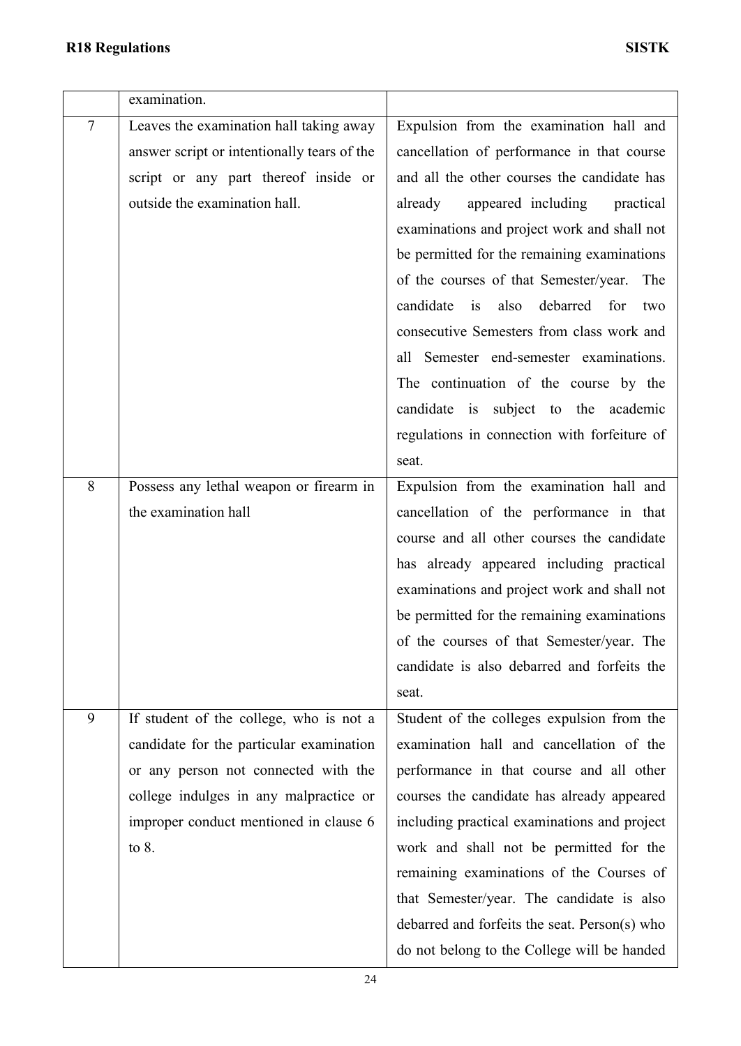| | | |
|---|---|---|
| | examination. | |
| 7 | Leaves the examination hall taking away answer script or intentionally tears of the script or any part thereof inside or outside the examination hall. | Expulsion from the examination hall and cancellation of performance in that course and all the other courses the candidate has already appeared including practical examinations and project work and shall not be permitted for the remaining examinations of the courses of that Semester/year. The candidate is also debarred for two consecutive Semesters from class work and all Semester end-semester examinations. The continuation of the course by the candidate is subject to the academic regulations in connection with forfeiture of seat. |
| 8 | Possess any lethal weapon or firearm in the examination hall | Expulsion from the examination hall and cancellation of the performance in that course and all other courses the candidate has already appeared including practical examinations and project work and shall not be permitted for the remaining examinations of the courses of that Semester/year. The candidate is also debarred and forfeits the seat. |
| 9 | If student of the college, who is not a candidate for the particular examination or any person not connected with the college indulges in any malpractice or improper conduct mentioned in clause 6 to 8. | Student of the colleges expulsion from the examination hall and cancellation of the performance in that course and all other courses the candidate has already appeared including practical examinations and project work and shall not be permitted for the remaining examinations of the Courses of that Semester/year. The candidate is also debarred and forfeits the seat. Person(s) who do not belong to the College will be handed |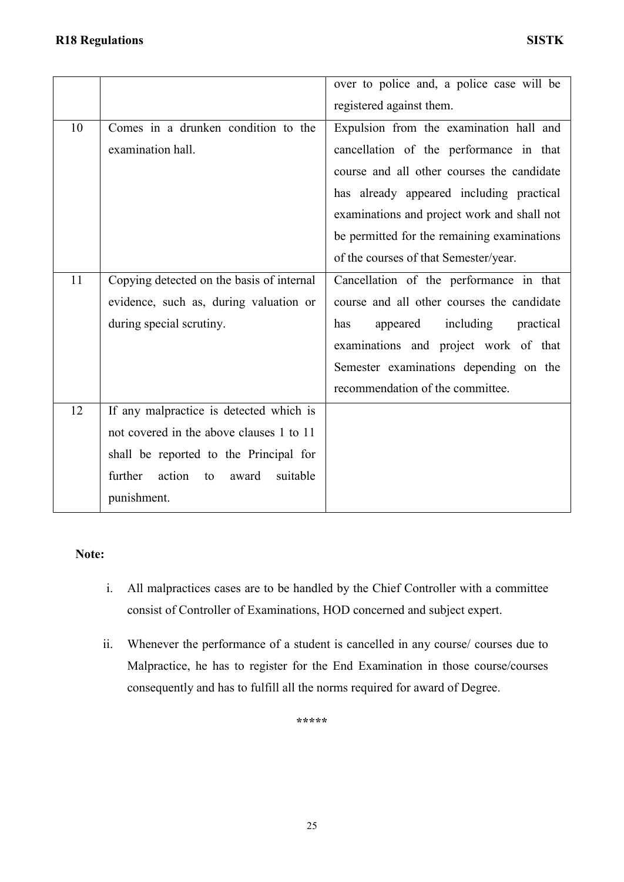| | | |
|---|---|---|
| | | over to police and, a police case will be registered against them. |
| 10 | Comes in a drunken condition to the examination hall. | Expulsion from the examination hall and cancellation of the performance in that course and all other courses the candidate has already appeared including practical examinations and project work and shall not be permitted for the remaining examinations of the courses of that Semester/year. |
| 11 | Copying detected on the basis of internal evidence, such as, during valuation or during special scrutiny. | Cancellation of the performance in that course and all other courses the candidate has appeared including practical examinations and project work of that Semester examinations depending on the recommendation of the committee. |
| 12 | If any malpractice is detected which is not covered in the above clauses 1 to 11 shall be reported to the Principal for further action to award suitable punishment. | |

**Note:**

i. All malpractices cases are to be handled by the Chief Controller with a committee consist of Controller of Examinations, HOD concerned and subject expert.

ii. Whenever the performance of a student is cancelled in any course/ courses due to Malpractice, he has to register for the End Examination in those course/courses consequently and has to fulfill all the norms required for award of Degree.

*****